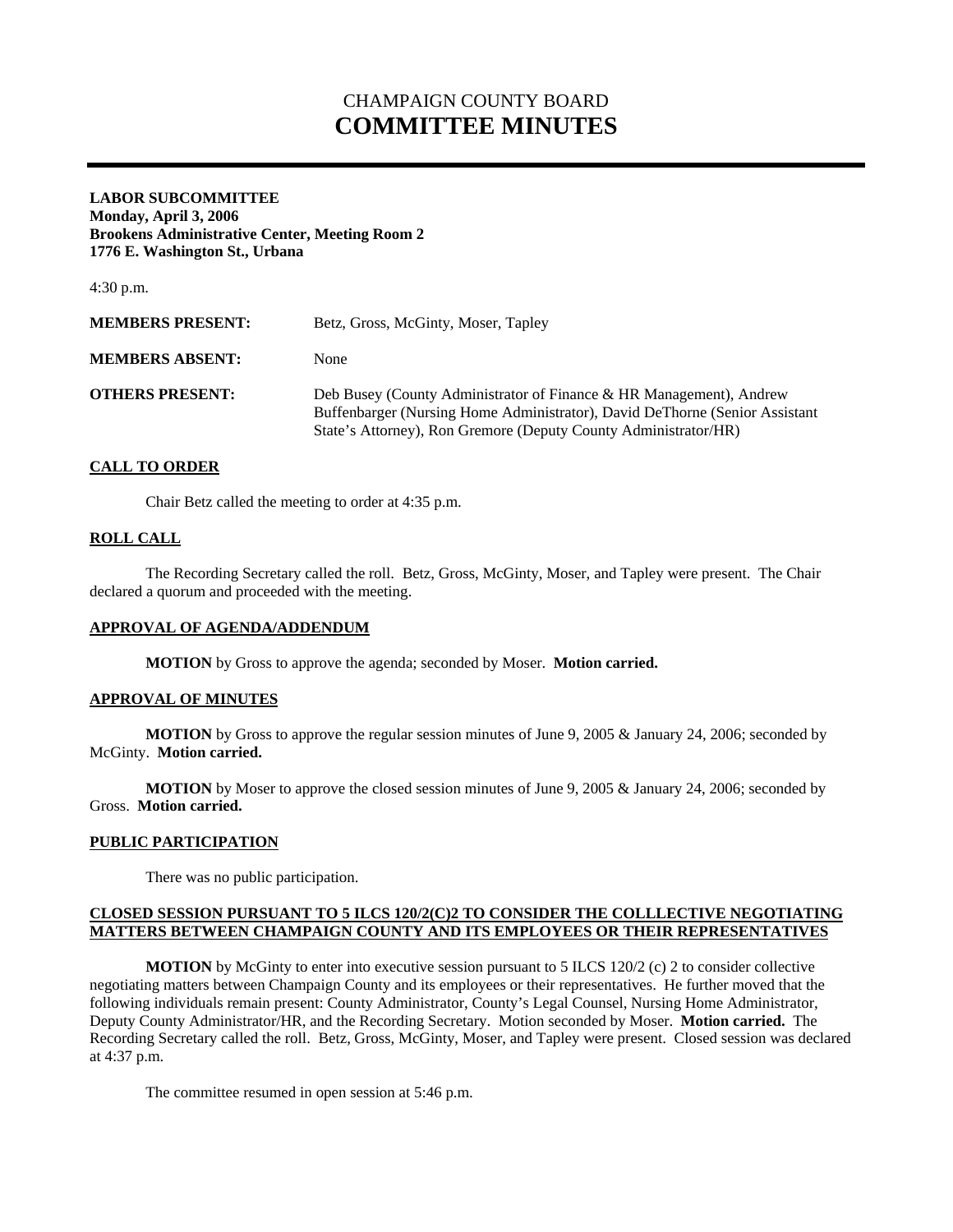# CHAMPAIGN COUNTY BOARD
# COMMITTEE MINUTES

**LABOR SUBCOMMITTEE**
**Monday, April 3, 2006**
**Brookens Administrative Center, Meeting Room 2**
**1776 E. Washington St., Urbana**

4:30 p.m.

| | |
|---|---|
| **MEMBERS PRESENT:** | Betz, Gross, McGinty, Moser, Tapley |
| **MEMBERS ABSENT:** | None |
| **OTHERS PRESENT:** | Deb Busey (County Administrator of Finance & HR Management), Andrew Buffenbarger (Nursing Home Administrator), David DeThorne (Senior Assistant State's Attorney), Ron Gremore (Deputy County Administrator/HR) |

## CALL TO ORDER

Chair Betz called the meeting to order at 4:35 p.m.

## ROLL CALL

The Recording Secretary called the roll. Betz, Gross, McGinty, Moser, and Tapley were present. The Chair declared a quorum and proceeded with the meeting.

## APPROVAL OF AGENDA/ADDENDUM

**MOTION** by Gross to approve the agenda; seconded by Moser. **Motion carried.**

## APPROVAL OF MINUTES

**MOTION** by Gross to approve the regular session minutes of June 9, 2005 & January 24, 2006; seconded by McGinty. **Motion carried.**

**MOTION** by Moser to approve the closed session minutes of June 9, 2005 & January 24, 2006; seconded by Gross. **Motion carried.**

## PUBLIC PARTICIPATION

There was no public participation.

## CLOSED SESSION PURSUANT TO 5 ILCS 120/2(C)2 TO CONSIDER THE COLLLECTIVE NEGOTIATING MATTERS BETWEEN CHAMPAIGN COUNTY AND ITS EMPLOYEES OR THEIR REPRESENTATIVES

**MOTION** by McGinty to enter into executive session pursuant to 5 ILCS 120/2 (c) 2 to consider collective negotiating matters between Champaign County and its employees or their representatives. He further moved that the following individuals remain present: County Administrator, County's Legal Counsel, Nursing Home Administrator, Deputy County Administrator/HR, and the Recording Secretary. Motion seconded by Moser. **Motion carried.** The Recording Secretary called the roll. Betz, Gross, McGinty, Moser, and Tapley were present. Closed session was declared at 4:37 p.m.

The committee resumed in open session at 5:46 p.m.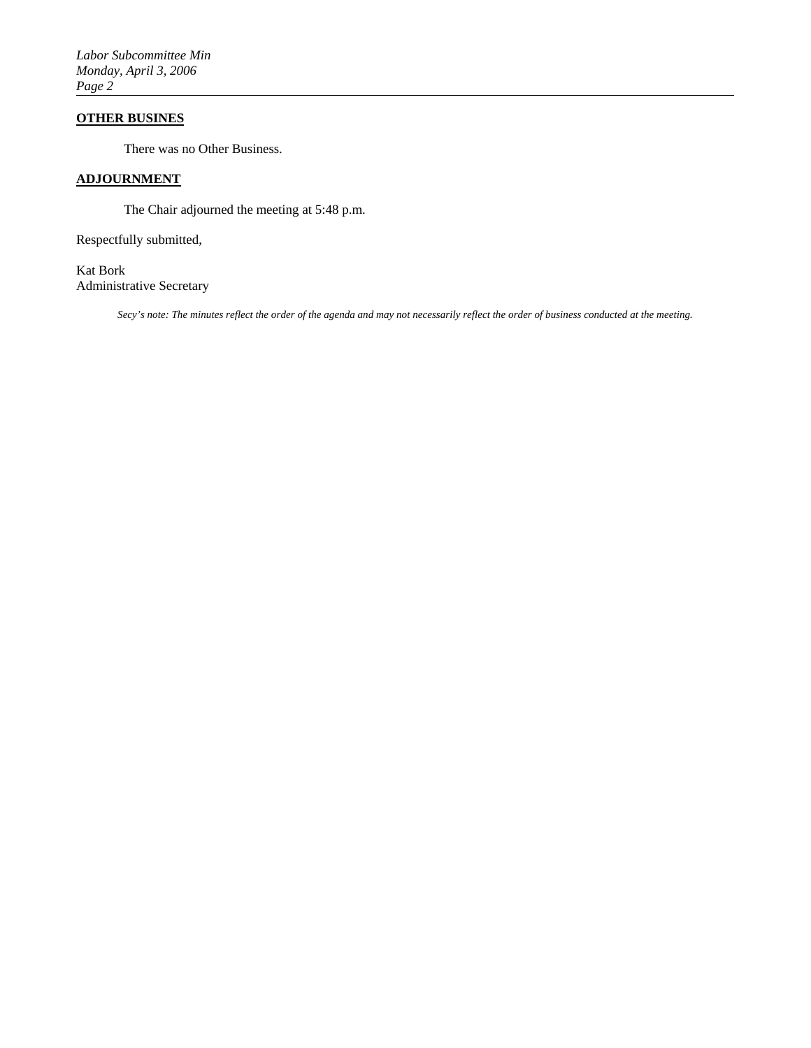**OTHER BUSINES**

There was no Other Business.

**ADJOURNMENT**

The Chair adjourned the meeting at 5:48 p.m.

Respectfully submitted,

Kat Bork
Administrative Secretary

*Secy's note: The minutes reflect the order of the agenda and may not necessarily reflect the order of business conducted at the meeting.*